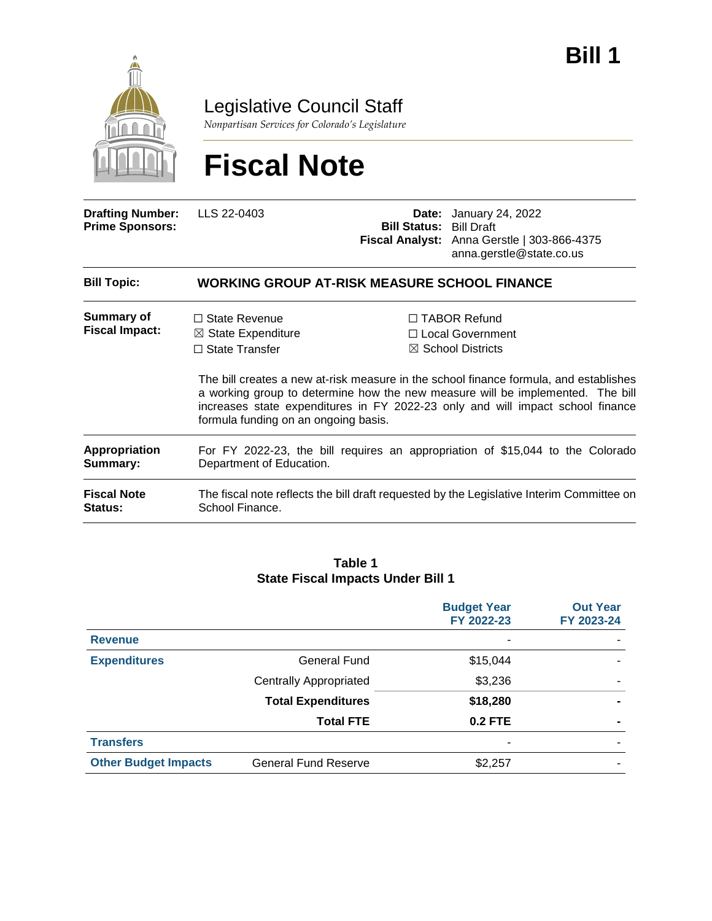**Bill 1**

# Legislative Council Staff

*Nonpartisan Services for Colorado's Legislature*

# Fiscal Note

| | | | |
|---|---|---|---|
| **Drafting Number:** | LLS 22-0403 | **Date:** | January 24, 2022 |
| **Prime Sponsors:** | | **Bill Status:** | Bill Draft |
| | | **Fiscal Analyst:** | Anna Gerstle \| 303-866-4375 anna.gerstle@state.co.us |

**Bill Topic:** **WORKING GROUP AT-RISK MEASURE SCHOOL FINANCE**

**Summary of Fiscal Impact:**

☐ State Revenue
☒ State Expenditure
☐ State Transfer
☐ TABOR Refund
☐ Local Government
☒ School Districts

The bill creates a new at-risk measure in the school finance formula, and establishes a working group to determine how the new measure will be implemented. The bill increases state expenditures in FY 2022-23 only and will impact school finance formula funding on an ongoing basis.

**Appropriation Summary:** For FY 2022-23, the bill requires an appropriation of $15,044 to the Colorado Department of Education.

**Fiscal Note Status:** The fiscal note reflects the bill draft requested by the Legislative Interim Committee on School Finance.

**Table 1**
**State Fiscal Impacts Under Bill 1**

| | | Budget Year FY 2022-23 | Out Year FY 2023-24 |
|---|---|---|---|
| **Revenue** | | - | - |
| **Expenditures** | General Fund | $15,044 | - |
| | Centrally Appropriated | $3,236 | - |
| | **Total Expenditures** | **$18,280** | **-** |
| | **Total FTE** | **0.2 FTE** | **-** |
| **Transfers** | | - | - |
| **Other Budget Impacts** | General Fund Reserve | $2,257 | - |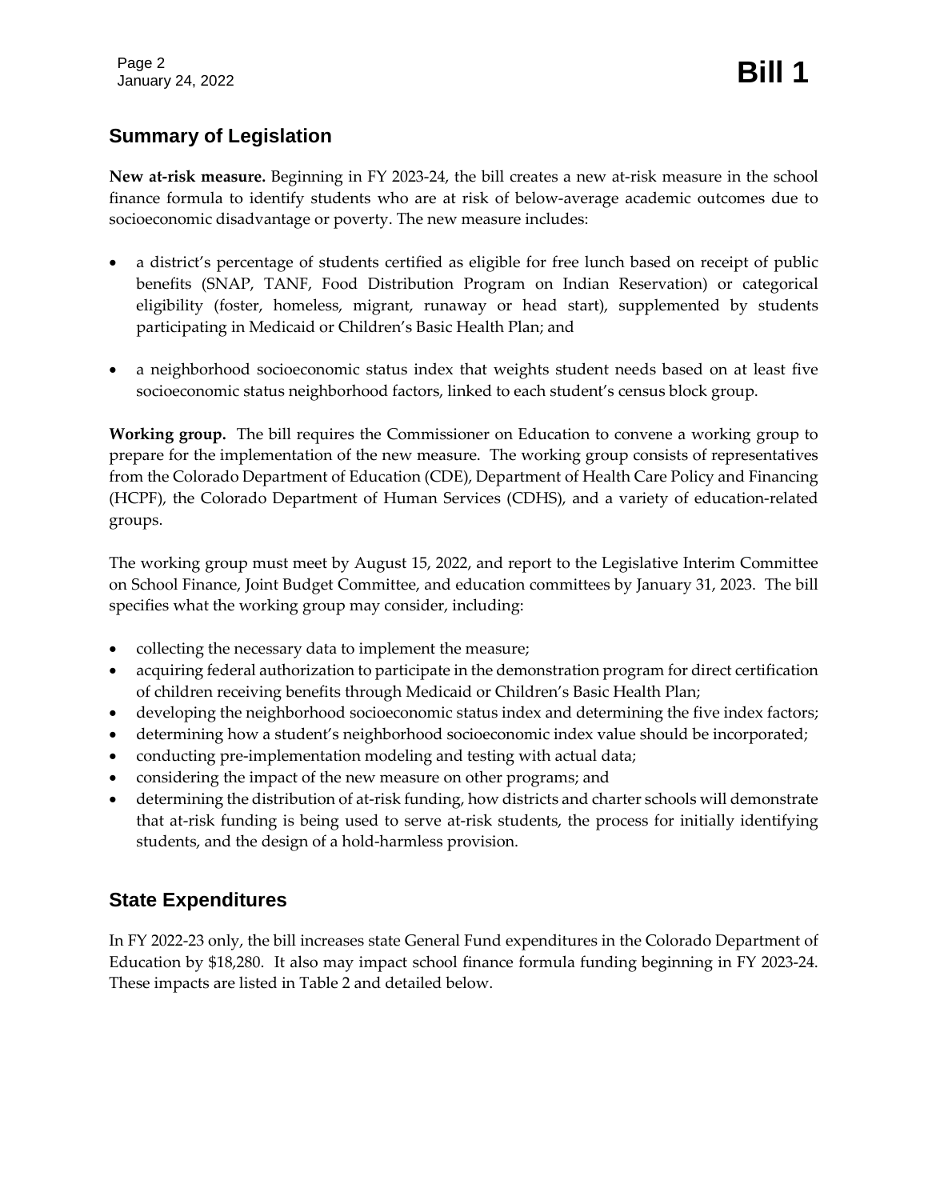## Summary of Legislation

**New at-risk measure.** Beginning in FY 2023-24, the bill creates a new at-risk measure in the school finance formula to identify students who are at risk of below-average academic outcomes due to socioeconomic disadvantage or poverty. The new measure includes:

- a district's percentage of students certified as eligible for free lunch based on receipt of public benefits (SNAP, TANF, Food Distribution Program on Indian Reservation) or categorical eligibility (foster, homeless, migrant, runaway or head start), supplemented by students participating in Medicaid or Children's Basic Health Plan; and
- a neighborhood socioeconomic status index that weights student needs based on at least five socioeconomic status neighborhood factors, linked to each student's census block group.

**Working group.** The bill requires the Commissioner on Education to convene a working group to prepare for the implementation of the new measure. The working group consists of representatives from the Colorado Department of Education (CDE), Department of Health Care Policy and Financing (HCPF), the Colorado Department of Human Services (CDHS), and a variety of education-related groups.

The working group must meet by August 15, 2022, and report to the Legislative Interim Committee on School Finance, Joint Budget Committee, and education committees by January 31, 2023. The bill specifies what the working group may consider, including:

- collecting the necessary data to implement the measure;
- acquiring federal authorization to participate in the demonstration program for direct certification of children receiving benefits through Medicaid or Children's Basic Health Plan;
- developing the neighborhood socioeconomic status index and determining the five index factors;
- determining how a student's neighborhood socioeconomic index value should be incorporated;
- conducting pre-implementation modeling and testing with actual data;
- considering the impact of the new measure on other programs; and
- determining the distribution of at-risk funding, how districts and charter schools will demonstrate that at-risk funding is being used to serve at-risk students, the process for initially identifying students, and the design of a hold-harmless provision.

## State Expenditures

In FY 2022-23 only, the bill increases state General Fund expenditures in the Colorado Department of Education by $18,280. It also may impact school finance formula funding beginning in FY 2023-24. These impacts are listed in Table 2 and detailed below.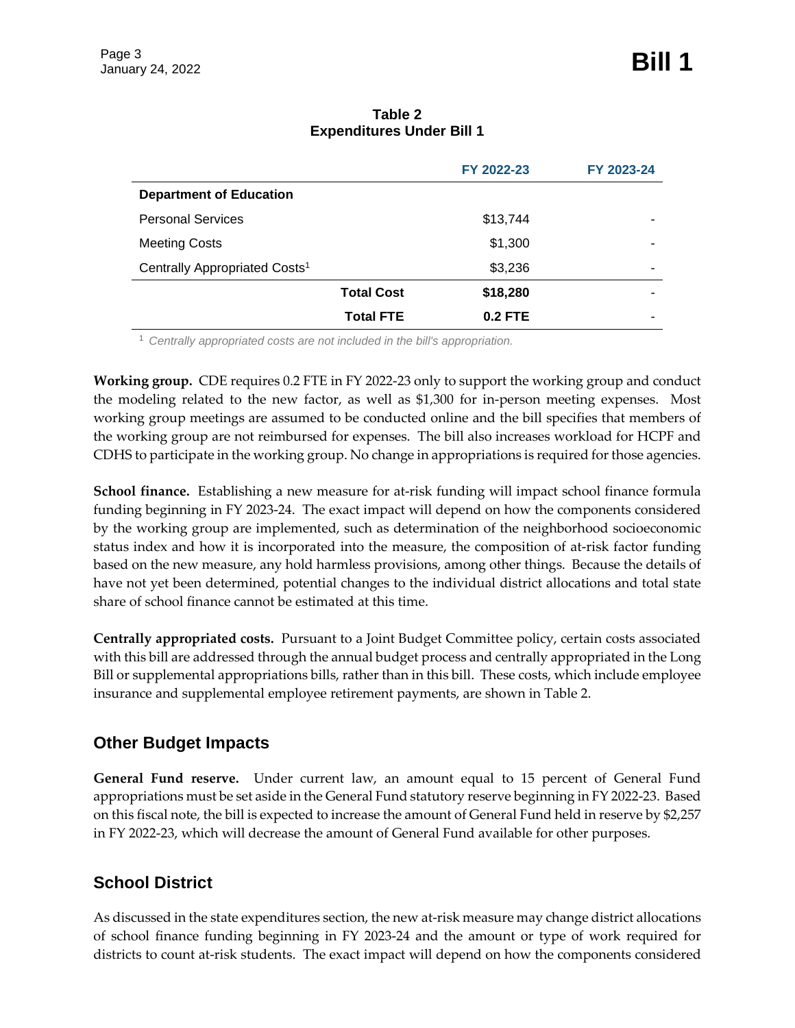**Table 2**
**Expenditures Under Bill 1**

| | | FY 2022-23 | FY 2023-24 |
|---|---|---|---|
| **Department of Education** | | | |
| Personal Services | | $13,744 | - |
| Meeting Costs | | $1,300 | - |
| Centrally Appropriated Costs[1] | | $3,236 | - |
| | **Total Cost** | **$18,280** | - |
| | **Total FTE** | **0.2 FTE** | - |

[1] *Centrally appropriated costs are not included in the bill's appropriation.*

**Working group.** CDE requires 0.2 FTE in FY 2022-23 only to support the working group and conduct the modeling related to the new factor, as well as $1,300 for in-person meeting expenses. Most working group meetings are assumed to be conducted online and the bill specifies that members of the working group are not reimbursed for expenses. The bill also increases workload for HCPF and CDHS to participate in the working group. No change in appropriations is required for those agencies.

**School finance.** Establishing a new measure for at-risk funding will impact school finance formula funding beginning in FY 2023-24. The exact impact will depend on how the components considered by the working group are implemented, such as determination of the neighborhood socioeconomic status index and how it is incorporated into the measure, the composition of at-risk factor funding based on the new measure, any hold harmless provisions, among other things. Because the details of have not yet been determined, potential changes to the individual district allocations and total state share of school finance cannot be estimated at this time.

**Centrally appropriated costs.** Pursuant to a Joint Budget Committee policy, certain costs associated with this bill are addressed through the annual budget process and centrally appropriated in the Long Bill or supplemental appropriations bills, rather than in this bill. These costs, which include employee insurance and supplemental employee retirement payments, are shown in Table 2.

## Other Budget Impacts

**General Fund reserve.** Under current law, an amount equal to 15 percent of General Fund appropriations must be set aside in the General Fund statutory reserve beginning in FY 2022-23. Based on this fiscal note, the bill is expected to increase the amount of General Fund held in reserve by $2,257 in FY 2022-23, which will decrease the amount of General Fund available for other purposes.

## School District

As discussed in the state expenditures section, the new at-risk measure may change district allocations of school finance funding beginning in FY 2023-24 and the amount or type of work required for districts to count at-risk students. The exact impact will depend on how the components considered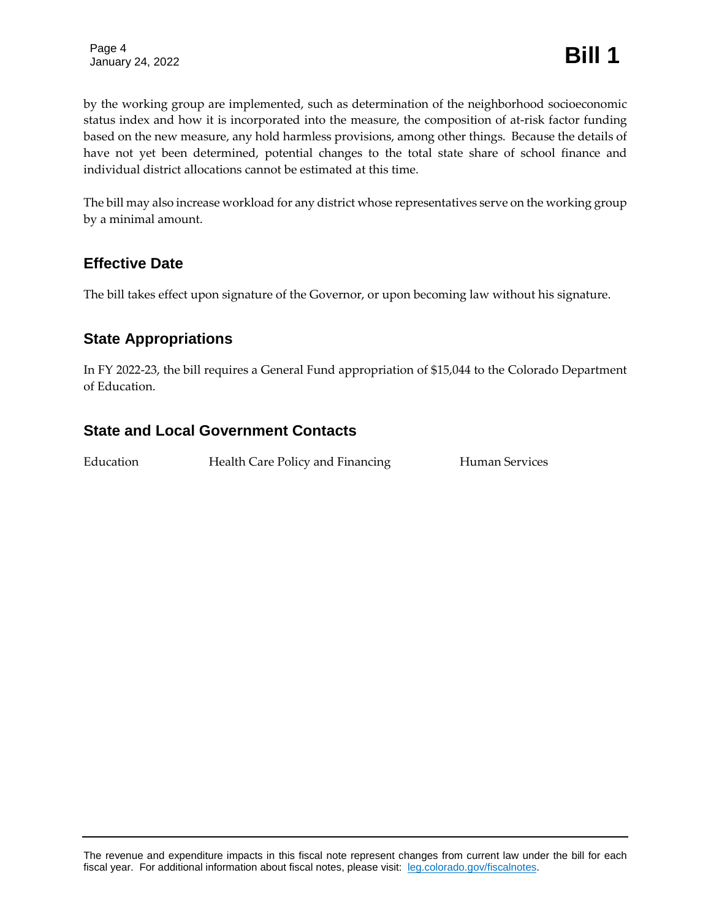by the working group are implemented, such as determination of the neighborhood socioeconomic status index and how it is incorporated into the measure, the composition of at-risk factor funding based on the new measure, any hold harmless provisions, among other things. Because the details of have not yet been determined, potential changes to the total state share of school finance and individual district allocations cannot be estimated at this time.

The bill may also increase workload for any district whose representatives serve on the working group by a minimal amount.

## Effective Date

The bill takes effect upon signature of the Governor, or upon becoming law without his signature.

## State Appropriations

In FY 2022-23, the bill requires a General Fund appropriation of $15,044 to the Colorado Department of Education.

## State and Local Government Contacts

Education    Health Care Policy and Financing    Human Services

The revenue and expenditure impacts in this fiscal note represent changes from current law under the bill for each fiscal year. For additional information about fiscal notes, please visit: leg.colorado.gov/fiscalnotes.